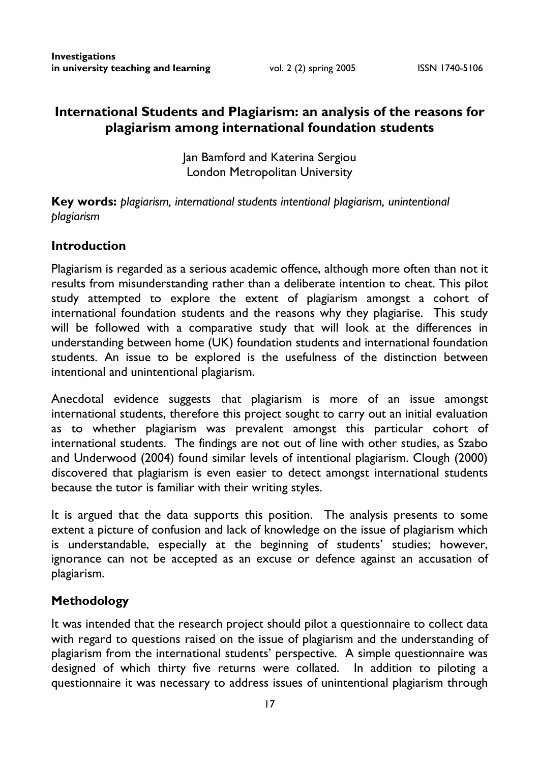# International Students and Plagiarism: an analysis of the reasons for plagiarism among international foundation students

Jan Bamford and Katerina Sergiou
London Metropolitan University

**Key words:** *plagiarism, international students intentional plagiarism, unintentional plagiarism*

## Introduction

Plagiarism is regarded as a serious academic offence, although more often than not it results from misunderstanding rather than a deliberate intention to cheat. This pilot study attempted to explore the extent of plagiarism amongst a cohort of international foundation students and the reasons why they plagiarise. This study will be followed with a comparative study that will look at the differences in understanding between home (UK) foundation students and international foundation students. An issue to be explored is the usefulness of the distinction between intentional and unintentional plagiarism.

Anecdotal evidence suggests that plagiarism is more of an issue amongst international students, therefore this project sought to carry out an initial evaluation as to whether plagiarism was prevalent amongst this particular cohort of international students. The findings are not out of line with other studies, as Szabo and Underwood (2004) found similar levels of intentional plagiarism. Clough (2000) discovered that plagiarism is even easier to detect amongst international students because the tutor is familiar with their writing styles.

It is argued that the data supports this position. The analysis presents to some extent a picture of confusion and lack of knowledge on the issue of plagiarism which is understandable, especially at the beginning of students' studies; however, ignorance can not be accepted as an excuse or defence against an accusation of plagiarism.

## Methodology

It was intended that the research project should pilot a questionnaire to collect data with regard to questions raised on the issue of plagiarism and the understanding of plagiarism from the international students' perspective. A simple questionnaire was designed of which thirty five returns were collated. In addition to piloting a questionnaire it was necessary to address issues of unintentional plagiarism through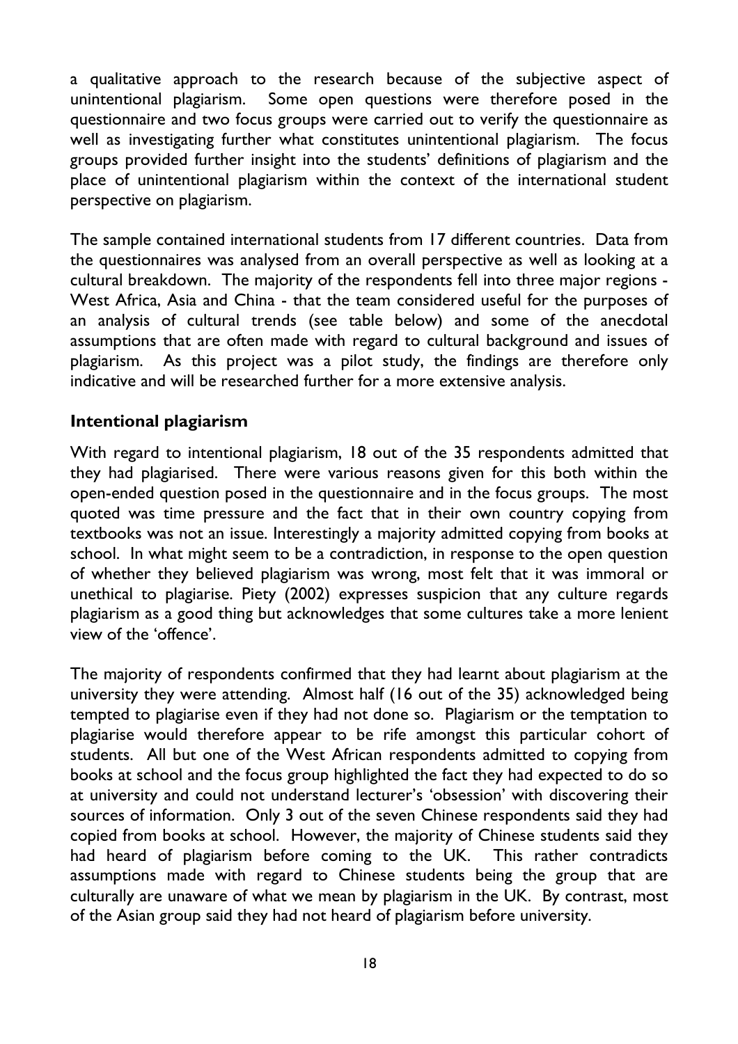a qualitative approach to the research because of the subjective aspect of unintentional plagiarism. Some open questions were therefore posed in the questionnaire and two focus groups were carried out to verify the questionnaire as well as investigating further what constitutes unintentional plagiarism. The focus groups provided further insight into the students' definitions of plagiarism and the place of unintentional plagiarism within the context of the international student perspective on plagiarism.

The sample contained international students from 17 different countries. Data from the questionnaires was analysed from an overall perspective as well as looking at a cultural breakdown. The majority of the respondents fell into three major regions - West Africa, Asia and China - that the team considered useful for the purposes of an analysis of cultural trends (see table below) and some of the anecdotal assumptions that are often made with regard to cultural background and issues of plagiarism. As this project was a pilot study, the findings are therefore only indicative and will be researched further for a more extensive analysis.

### Intentional plagiarism

With regard to intentional plagiarism, 18 out of the 35 respondents admitted that they had plagiarised. There were various reasons given for this both within the open-ended question posed in the questionnaire and in the focus groups. The most quoted was time pressure and the fact that in their own country copying from textbooks was not an issue. Interestingly a majority admitted copying from books at school. In what might seem to be a contradiction, in response to the open question of whether they believed plagiarism was wrong, most felt that it was immoral or unethical to plagiarise. Piety (2002) expresses suspicion that any culture regards plagiarism as a good thing but acknowledges that some cultures take a more lenient view of the 'offence'.

The majority of respondents confirmed that they had learnt about plagiarism at the university they were attending. Almost half (16 out of the 35) acknowledged being tempted to plagiarise even if they had not done so. Plagiarism or the temptation to plagiarise would therefore appear to be rife amongst this particular cohort of students. All but one of the West African respondents admitted to copying from books at school and the focus group highlighted the fact they had expected to do so at university and could not understand lecturer's 'obsession' with discovering their sources of information. Only 3 out of the seven Chinese respondents said they had copied from books at school. However, the majority of Chinese students said they had heard of plagiarism before coming to the UK. This rather contradicts assumptions made with regard to Chinese students being the group that are culturally are unaware of what we mean by plagiarism in the UK. By contrast, most of the Asian group said they had not heard of plagiarism before university.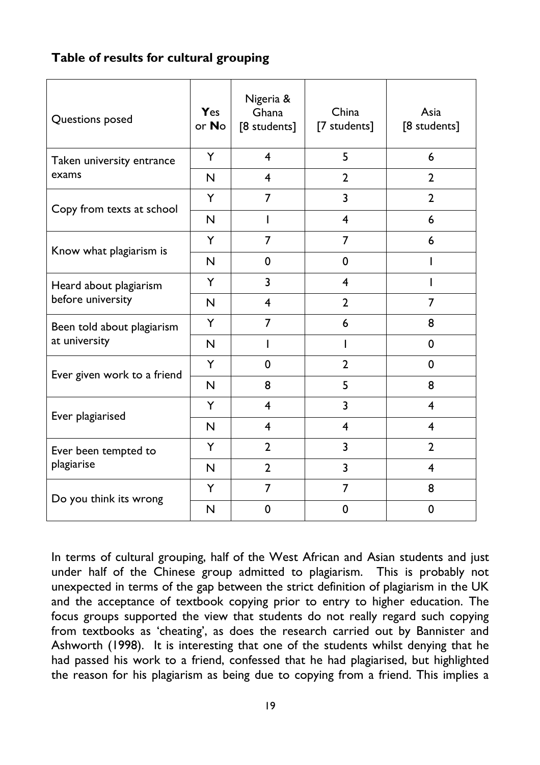**Table of results for cultural grouping**

| Questions posed | **Y**es or **N**o | Nigeria & Ghana [8 students] | China [7 students] | Asia [8 students] |
|---|---|---|---|---|
| Taken university entrance exams | Y | 4 | 5 | 6 |
| | N | 4 | 2 | 2 |
| Copy from texts at school | Y | 7 | 3 | 2 |
| | N | 1 | 4 | 6 |
| Know what plagiarism is | Y | 7 | 7 | 6 |
| | N | 0 | 0 | 1 |
| Heard about plagiarism before university | Y | 3 | 4 | 1 |
| | N | 4 | 2 | 7 |
| Been told about plagiarism at university | Y | 7 | 6 | 8 |
| | N | 1 | 1 | 0 |
| Ever given work to a friend | Y | 0 | 2 | 0 |
| | N | 8 | 5 | 8 |
| Ever plagiarised | Y | 4 | 3 | 4 |
| | N | 4 | 4 | 4 |
| Ever been tempted to plagiarise | Y | 2 | 3 | 2 |
| | N | 2 | 3 | 4 |
| Do you think its wrong | Y | 7 | 7 | 8 |
| | N | 0 | 0 | 0 |

In terms of cultural grouping, half of the West African and Asian students and just under half of the Chinese group admitted to plagiarism. This is probably not unexpected in terms of the gap between the strict definition of plagiarism in the UK and the acceptance of textbook copying prior to entry to higher education. The focus groups supported the view that students do not really regard such copying from textbooks as 'cheating', as does the research carried out by Bannister and Ashworth (1998). It is interesting that one of the students whilst denying that he had passed his work to a friend, confessed that he had plagiarised, but highlighted the reason for his plagiarism as being due to copying from a friend. This implies a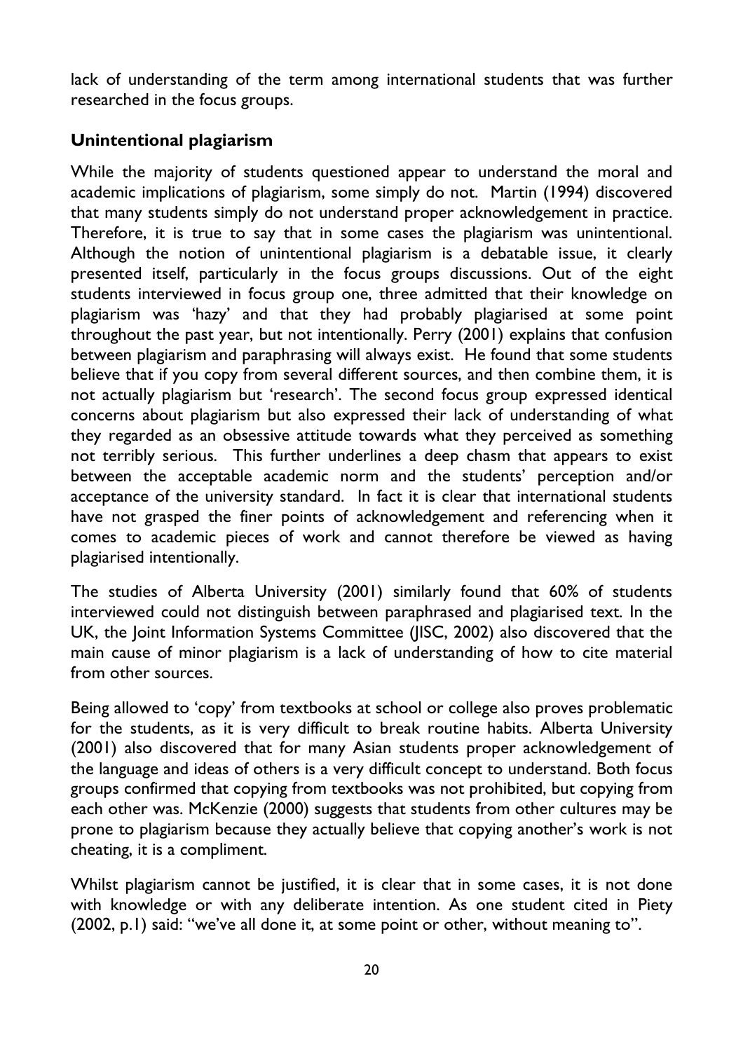lack of understanding of the term among international students that was further researched in the focus groups.

### Unintentional plagiarism

While the majority of students questioned appear to understand the moral and academic implications of plagiarism, some simply do not. Martin (1994) discovered that many students simply do not understand proper acknowledgement in practice. Therefore, it is true to say that in some cases the plagiarism was unintentional. Although the notion of unintentional plagiarism is a debatable issue, it clearly presented itself, particularly in the focus groups discussions. Out of the eight students interviewed in focus group one, three admitted that their knowledge on plagiarism was 'hazy' and that they had probably plagiarised at some point throughout the past year, but not intentionally. Perry (2001) explains that confusion between plagiarism and paraphrasing will always exist. He found that some students believe that if you copy from several different sources, and then combine them, it is not actually plagiarism but 'research'. The second focus group expressed identical concerns about plagiarism but also expressed their lack of understanding of what they regarded as an obsessive attitude towards what they perceived as something not terribly serious. This further underlines a deep chasm that appears to exist between the acceptable academic norm and the students' perception and/or acceptance of the university standard. In fact it is clear that international students have not grasped the finer points of acknowledgement and referencing when it comes to academic pieces of work and cannot therefore be viewed as having plagiarised intentionally.

The studies of Alberta University (2001) similarly found that 60% of students interviewed could not distinguish between paraphrased and plagiarised text. In the UK, the Joint Information Systems Committee (JISC, 2002) also discovered that the main cause of minor plagiarism is a lack of understanding of how to cite material from other sources.

Being allowed to 'copy' from textbooks at school or college also proves problematic for the students, as it is very difficult to break routine habits. Alberta University (2001) also discovered that for many Asian students proper acknowledgement of the language and ideas of others is a very difficult concept to understand. Both focus groups confirmed that copying from textbooks was not prohibited, but copying from each other was. McKenzie (2000) suggests that students from other cultures may be prone to plagiarism because they actually believe that copying another's work is not cheating, it is a compliment.

Whilst plagiarism cannot be justified, it is clear that in some cases, it is not done with knowledge or with any deliberate intention. As one student cited in Piety (2002, p.1) said: "we've all done it, at some point or other, without meaning to".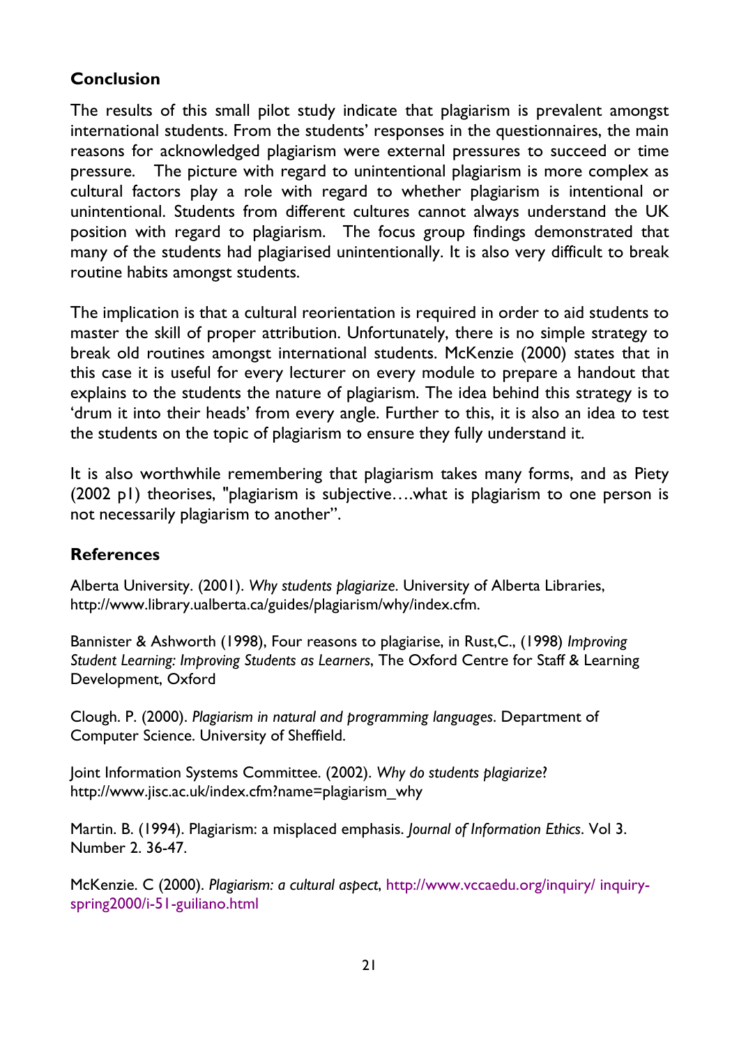## Conclusion

The results of this small pilot study indicate that plagiarism is prevalent amongst international students. From the students' responses in the questionnaires, the main reasons for acknowledged plagiarism were external pressures to succeed or time pressure. The picture with regard to unintentional plagiarism is more complex as cultural factors play a role with regard to whether plagiarism is intentional or unintentional. Students from different cultures cannot always understand the UK position with regard to plagiarism. The focus group findings demonstrated that many of the students had plagiarised unintentionally. It is also very difficult to break routine habits amongst students.

The implication is that a cultural reorientation is required in order to aid students to master the skill of proper attribution. Unfortunately, there is no simple strategy to break old routines amongst international students. McKenzie (2000) states that in this case it is useful for every lecturer on every module to prepare a handout that explains to the students the nature of plagiarism. The idea behind this strategy is to 'drum it into their heads' from every angle. Further to this, it is also an idea to test the students on the topic of plagiarism to ensure they fully understand it.

It is also worthwhile remembering that plagiarism takes many forms, and as Piety (2002 p1) theorises, "plagiarism is subjective….what is plagiarism to one person is not necessarily plagiarism to another".

## References

Alberta University. (2001). *Why students plagiarize*. University of Alberta Libraries, http://www.library.ualberta.ca/guides/plagiarism/why/index.cfm.

Bannister & Ashworth (1998), Four reasons to plagiarise, in Rust,C., (1998) *Improving Student Learning: Improving Students as Learners*, The Oxford Centre for Staff & Learning Development, Oxford

Clough. P. (2000). *Plagiarism in natural and programming languages*. Department of Computer Science. University of Sheffield.

Joint Information Systems Committee. (2002). *Why do students plagiarize?* http://www.jisc.ac.uk/index.cfm?name=plagiarism_why

Martin. B. (1994). Plagiarism: a misplaced emphasis. *Journal of Information Ethics*. Vol 3. Number 2. 36-47.

McKenzie. C (2000). *Plagiarism: a cultural aspect*, http://www.vccaedu.org/inquiry/ inquiry-spring2000/i-51-guiliano.html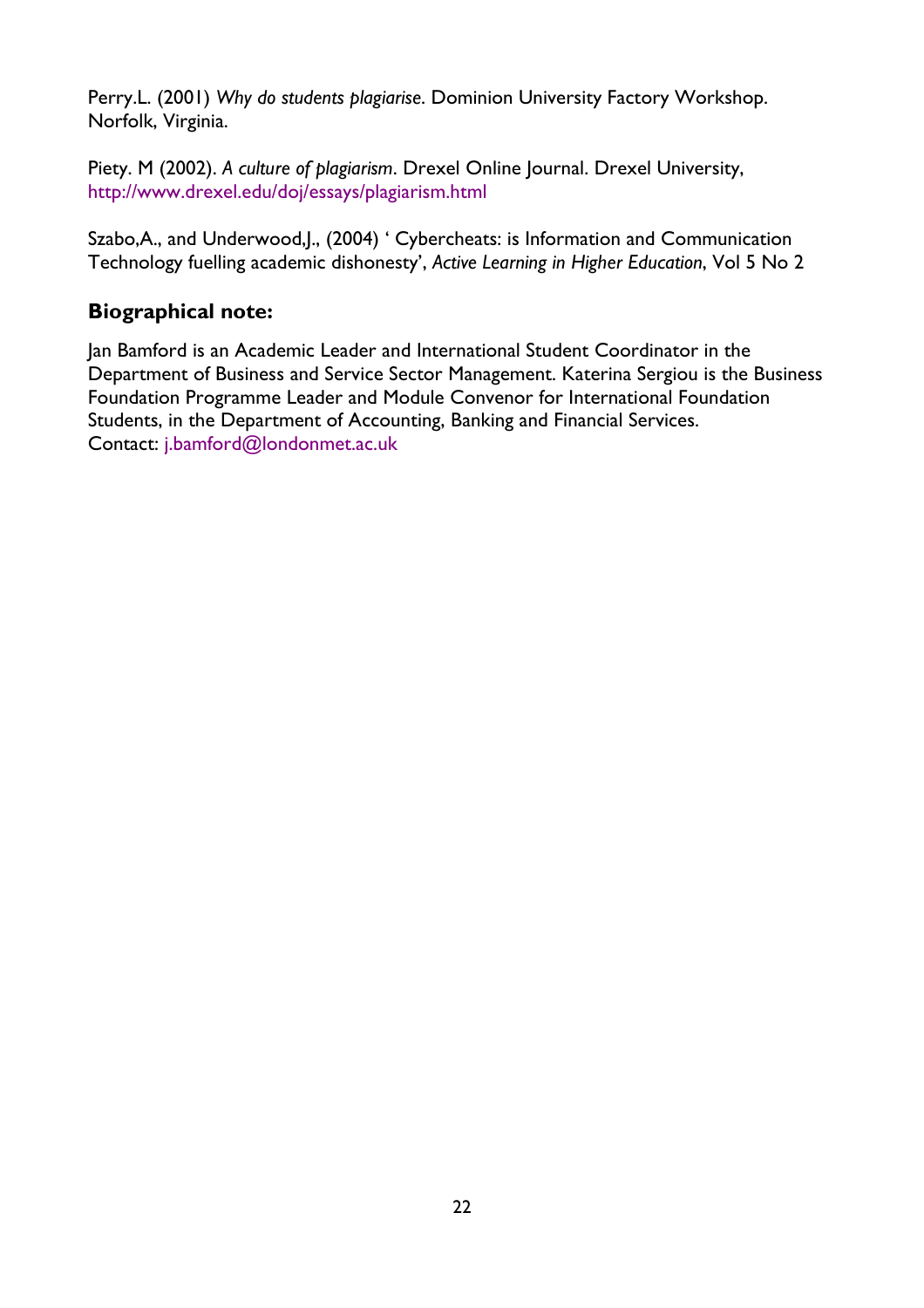Perry.L. (2001) *Why do students plagiarise*. Dominion University Factory Workshop. Norfolk, Virginia.

Piety. M (2002). *A culture of plagiarism*. Drexel Online Journal. Drexel University, http://www.drexel.edu/doj/essays/plagiarism.html

Szabo,A., and Underwood,J., (2004) ' Cybercheats: is Information and Communication Technology fuelling academic dishonesty', *Active Learning in Higher Education*, Vol 5 No 2

## Biographical note:

Jan Bamford is an Academic Leader and International Student Coordinator in the Department of Business and Service Sector Management. Katerina Sergiou is the Business Foundation Programme Leader and Module Convenor for International Foundation Students, in the Department of Accounting, Banking and Financial Services.
Contact: j.bamford@londonmet.ac.uk